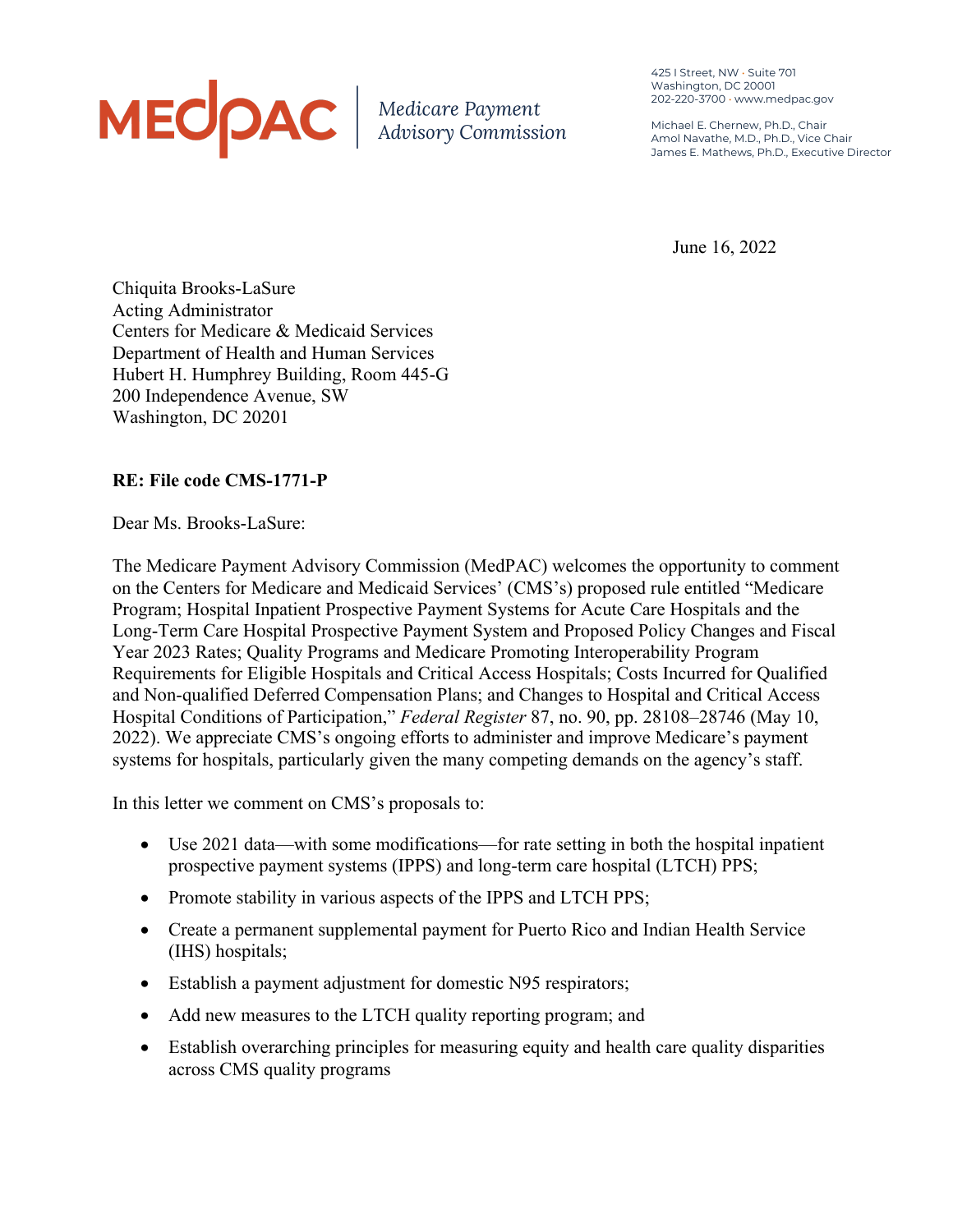MEDPAC | Medicare Payment Advisory Commission

425 I Street, NW · Suite 701
Washington, DC 20001
202-220-3700 · www.medpac.gov

Michael E. Chernew, Ph.D., Chair
Amol Navathe, M.D., Ph.D., Vice Chair
James E. Mathews, Ph.D., Executive Director

June 16, 2022

Chiquita Brooks-LaSure
Acting Administrator
Centers for Medicare & Medicaid Services
Department of Health and Human Services
Hubert H. Humphrey Building, Room 445-G
200 Independence Avenue, SW
Washington, DC 20201

**RE: File code CMS-1771-P**

Dear Ms. Brooks-LaSure:

The Medicare Payment Advisory Commission (MedPAC) welcomes the opportunity to comment on the Centers for Medicare and Medicaid Services' (CMS's) proposed rule entitled "Medicare Program; Hospital Inpatient Prospective Payment Systems for Acute Care Hospitals and the Long-Term Care Hospital Prospective Payment System and Proposed Policy Changes and Fiscal Year 2023 Rates; Quality Programs and Medicare Promoting Interoperability Program Requirements for Eligible Hospitals and Critical Access Hospitals; Costs Incurred for Qualified and Non-qualified Deferred Compensation Plans; and Changes to Hospital and Critical Access Hospital Conditions of Participation," *Federal Register* 87, no. 90, pp. 28108–28746 (May 10, 2022). We appreciate CMS's ongoing efforts to administer and improve Medicare's payment systems for hospitals, particularly given the many competing demands on the agency's staff.

In this letter we comment on CMS's proposals to:

- Use 2021 data—with some modifications—for rate setting in both the hospital inpatient prospective payment systems (IPPS) and long-term care hospital (LTCH) PPS;
- Promote stability in various aspects of the IPPS and LTCH PPS;
- Create a permanent supplemental payment for Puerto Rico and Indian Health Service (IHS) hospitals;
- Establish a payment adjustment for domestic N95 respirators;
- Add new measures to the LTCH quality reporting program; and
- Establish overarching principles for measuring equity and health care quality disparities across CMS quality programs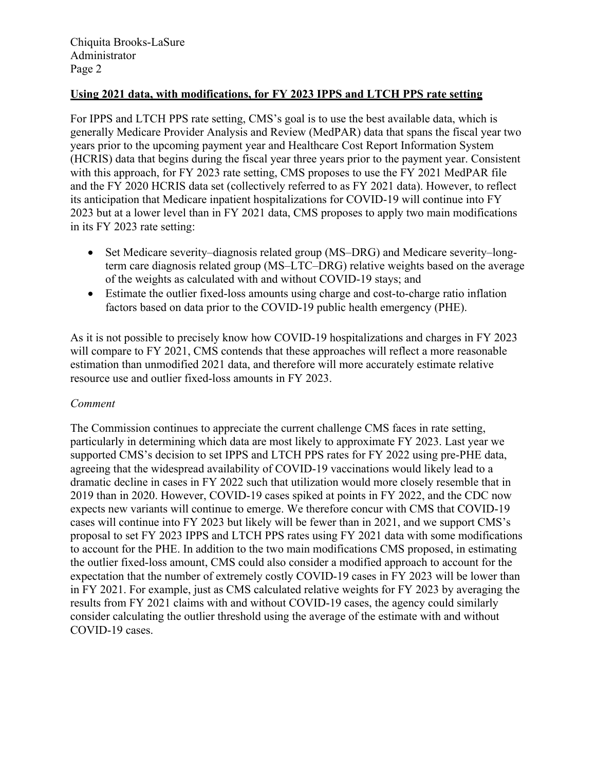**Using 2021 data, with modifications, for FY 2023 IPPS and LTCH PPS rate setting**

For IPPS and LTCH PPS rate setting, CMS's goal is to use the best available data, which is generally Medicare Provider Analysis and Review (MedPAR) data that spans the fiscal year two years prior to the upcoming payment year and Healthcare Cost Report Information System (HCRIS) data that begins during the fiscal year three years prior to the payment year. Consistent with this approach, for FY 2023 rate setting, CMS proposes to use the FY 2021 MedPAR file and the FY 2020 HCRIS data set (collectively referred to as FY 2021 data). However, to reflect its anticipation that Medicare inpatient hospitalizations for COVID-19 will continue into FY 2023 but at a lower level than in FY 2021 data, CMS proposes to apply two main modifications in its FY 2023 rate setting:

- Set Medicare severity–diagnosis related group (MS–DRG) and Medicare severity–long-term care diagnosis related group (MS–LTC–DRG) relative weights based on the average of the weights as calculated with and without COVID-19 stays; and
- Estimate the outlier fixed-loss amounts using charge and cost-to-charge ratio inflation factors based on data prior to the COVID-19 public health emergency (PHE).

As it is not possible to precisely know how COVID-19 hospitalizations and charges in FY 2023 will compare to FY 2021, CMS contends that these approaches will reflect a more reasonable estimation than unmodified 2021 data, and therefore will more accurately estimate relative resource use and outlier fixed-loss amounts in FY 2023.

*Comment*

The Commission continues to appreciate the current challenge CMS faces in rate setting, particularly in determining which data are most likely to approximate FY 2023. Last year we supported CMS's decision to set IPPS and LTCH PPS rates for FY 2022 using pre-PHE data, agreeing that the widespread availability of COVID-19 vaccinations would likely lead to a dramatic decline in cases in FY 2022 such that utilization would more closely resemble that in 2019 than in 2020. However, COVID-19 cases spiked at points in FY 2022, and the CDC now expects new variants will continue to emerge. We therefore concur with CMS that COVID-19 cases will continue into FY 2023 but likely will be fewer than in 2021, and we support CMS's proposal to set FY 2023 IPPS and LTCH PPS rates using FY 2021 data with some modifications to account for the PHE. In addition to the two main modifications CMS proposed, in estimating the outlier fixed-loss amount, CMS could also consider a modified approach to account for the expectation that the number of extremely costly COVID-19 cases in FY 2023 will be lower than in FY 2021. For example, just as CMS calculated relative weights for FY 2023 by averaging the results from FY 2021 claims with and without COVID-19 cases, the agency could similarly consider calculating the outlier threshold using the average of the estimate with and without COVID-19 cases.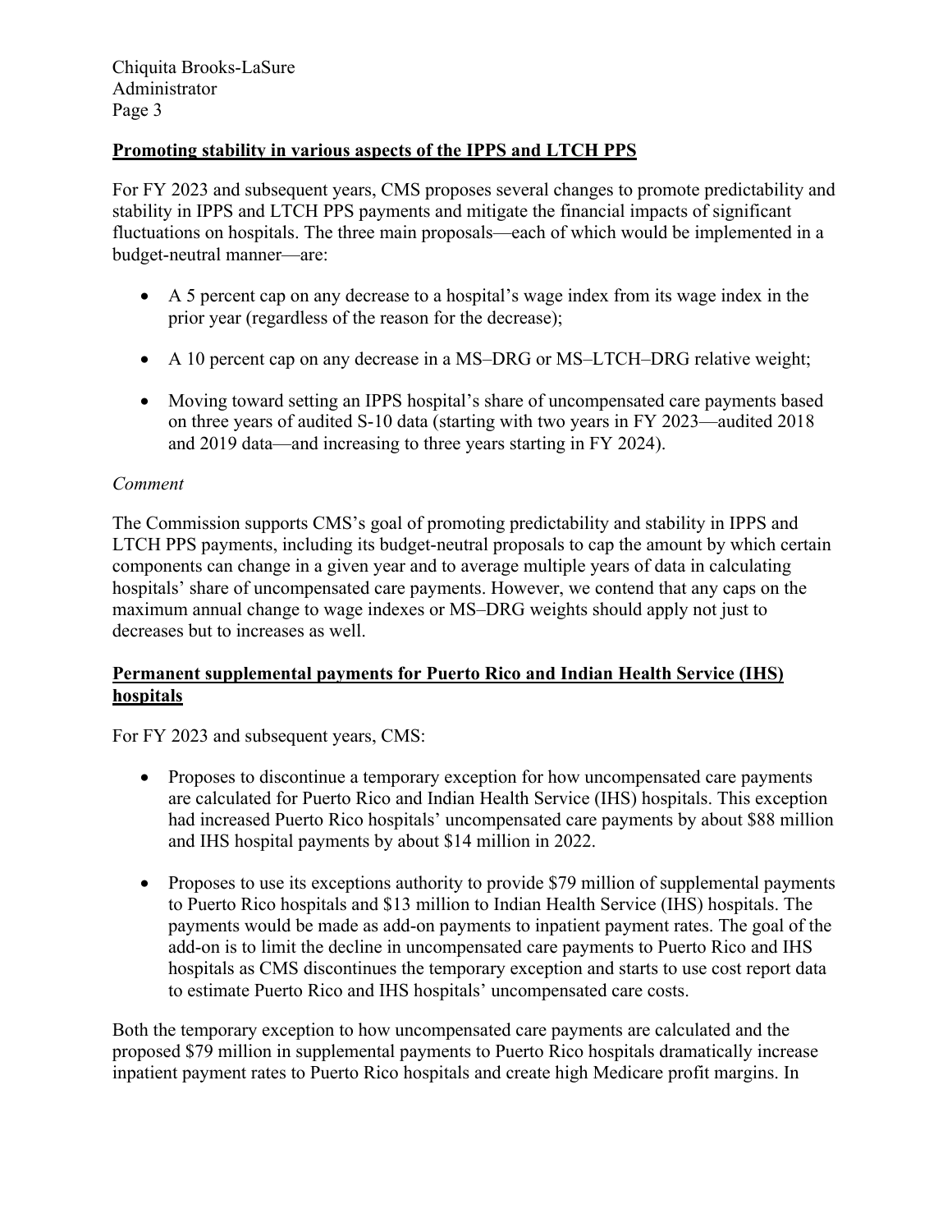**Promoting stability in various aspects of the IPPS and LTCH PPS**

For FY 2023 and subsequent years, CMS proposes several changes to promote predictability and stability in IPPS and LTCH PPS payments and mitigate the financial impacts of significant fluctuations on hospitals. The three main proposals—each of which would be implemented in a budget-neutral manner—are:

- A 5 percent cap on any decrease to a hospital's wage index from its wage index in the prior year (regardless of the reason for the decrease);
- A 10 percent cap on any decrease in a MS–DRG or MS–LTCH–DRG relative weight;
- Moving toward setting an IPPS hospital's share of uncompensated care payments based on three years of audited S-10 data (starting with two years in FY 2023—audited 2018 and 2019 data—and increasing to three years starting in FY 2024).

*Comment*

The Commission supports CMS's goal of promoting predictability and stability in IPPS and LTCH PPS payments, including its budget-neutral proposals to cap the amount by which certain components can change in a given year and to average multiple years of data in calculating hospitals' share of uncompensated care payments. However, we contend that any caps on the maximum annual change to wage indexes or MS–DRG weights should apply not just to decreases but to increases as well.

**Permanent supplemental payments for Puerto Rico and Indian Health Service (IHS) hospitals**

For FY 2023 and subsequent years, CMS:

- Proposes to discontinue a temporary exception for how uncompensated care payments are calculated for Puerto Rico and Indian Health Service (IHS) hospitals. This exception had increased Puerto Rico hospitals' uncompensated care payments by about $88 million and IHS hospital payments by about $14 million in 2022.
- Proposes to use its exceptions authority to provide $79 million of supplemental payments to Puerto Rico hospitals and $13 million to Indian Health Service (IHS) hospitals. The payments would be made as add-on payments to inpatient payment rates. The goal of the add-on is to limit the decline in uncompensated care payments to Puerto Rico and IHS hospitals as CMS discontinues the temporary exception and starts to use cost report data to estimate Puerto Rico and IHS hospitals' uncompensated care costs.

Both the temporary exception to how uncompensated care payments are calculated and the proposed $79 million in supplemental payments to Puerto Rico hospitals dramatically increase inpatient payment rates to Puerto Rico hospitals and create high Medicare profit margins. In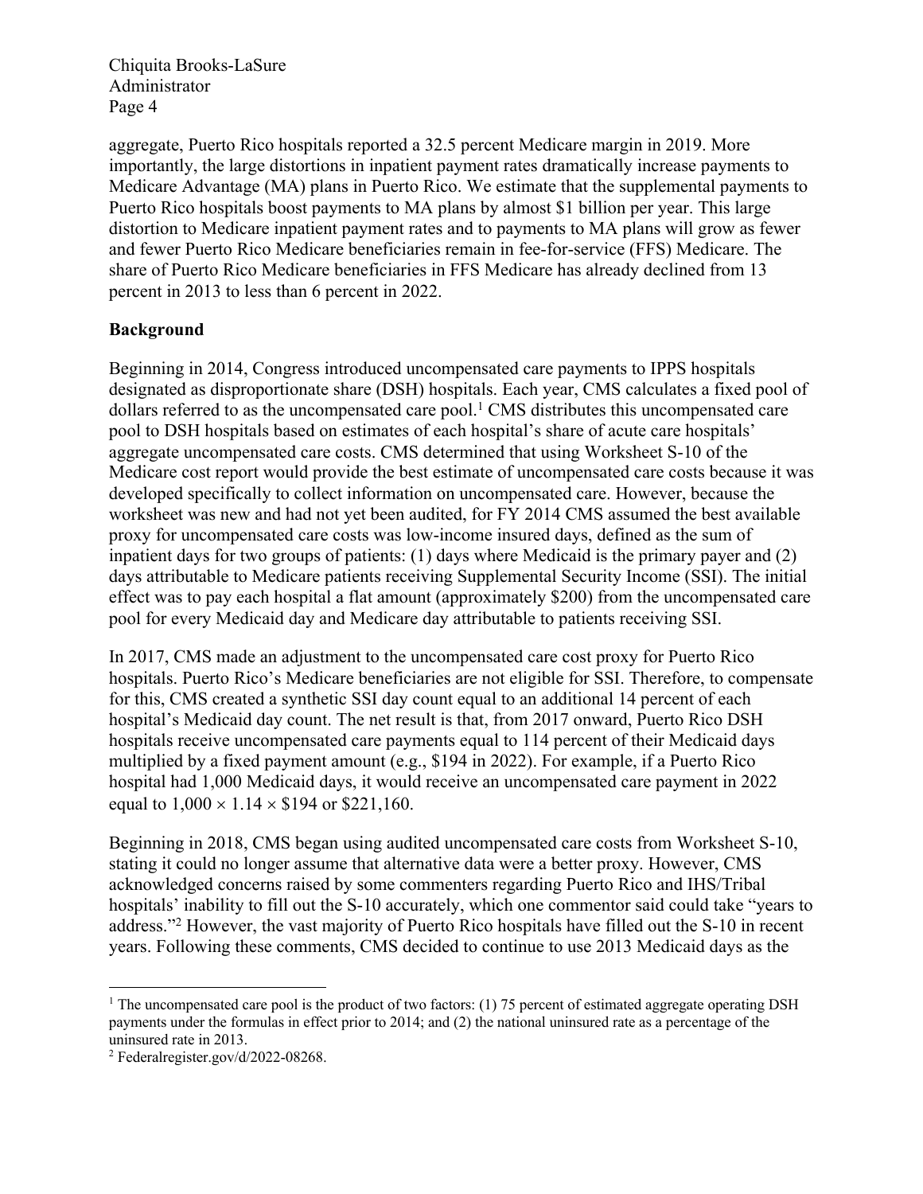aggregate, Puerto Rico hospitals reported a 32.5 percent Medicare margin in 2019. More importantly, the large distortions in inpatient payment rates dramatically increase payments to Medicare Advantage (MA) plans in Puerto Rico. We estimate that the supplemental payments to Puerto Rico hospitals boost payments to MA plans by almost $1 billion per year. This large distortion to Medicare inpatient payment rates and to payments to MA plans will grow as fewer and fewer Puerto Rico Medicare beneficiaries remain in fee-for-service (FFS) Medicare. The share of Puerto Rico Medicare beneficiaries in FFS Medicare has already declined from 13 percent in 2013 to less than 6 percent in 2022.

**Background**

Beginning in 2014, Congress introduced uncompensated care payments to IPPS hospitals designated as disproportionate share (DSH) hospitals. Each year, CMS calculates a fixed pool of dollars referred to as the uncompensated care pool.[1] CMS distributes this uncompensated care pool to DSH hospitals based on estimates of each hospital's share of acute care hospitals' aggregate uncompensated care costs. CMS determined that using Worksheet S-10 of the Medicare cost report would provide the best estimate of uncompensated care costs because it was developed specifically to collect information on uncompensated care. However, because the worksheet was new and had not yet been audited, for FY 2014 CMS assumed the best available proxy for uncompensated care costs was low-income insured days, defined as the sum of inpatient days for two groups of patients: (1) days where Medicaid is the primary payer and (2) days attributable to Medicare patients receiving Supplemental Security Income (SSI). The initial effect was to pay each hospital a flat amount (approximately $200) from the uncompensated care pool for every Medicaid day and Medicare day attributable to patients receiving SSI.

In 2017, CMS made an adjustment to the uncompensated care cost proxy for Puerto Rico hospitals. Puerto Rico's Medicare beneficiaries are not eligible for SSI. Therefore, to compensate for this, CMS created a synthetic SSI day count equal to an additional 14 percent of each hospital's Medicaid day count. The net result is that, from 2017 onward, Puerto Rico DSH hospitals receive uncompensated care payments equal to 114 percent of their Medicaid days multiplied by a fixed payment amount (e.g., $194 in 2022). For example, if a Puerto Rico hospital had 1,000 Medicaid days, it would receive an uncompensated care payment in 2022 equal to $1{,}000 \times 1.14 \times \$194$ or $221,160.

Beginning in 2018, CMS began using audited uncompensated care costs from Worksheet S-10, stating it could no longer assume that alternative data were a better proxy. However, CMS acknowledged concerns raised by some commenters regarding Puerto Rico and IHS/Tribal hospitals' inability to fill out the S-10 accurately, which one commentor said could take "years to address."[2] However, the vast majority of Puerto Rico hospitals have filled out the S-10 in recent years. Following these comments, CMS decided to continue to use 2013 Medicaid days as the

---

[1] The uncompensated care pool is the product of two factors: (1) 75 percent of estimated aggregate operating DSH payments under the formulas in effect prior to 2014; and (2) the national uninsured rate as a percentage of the uninsured rate in 2013.

[2] Federalregister.gov/d/2022-08268.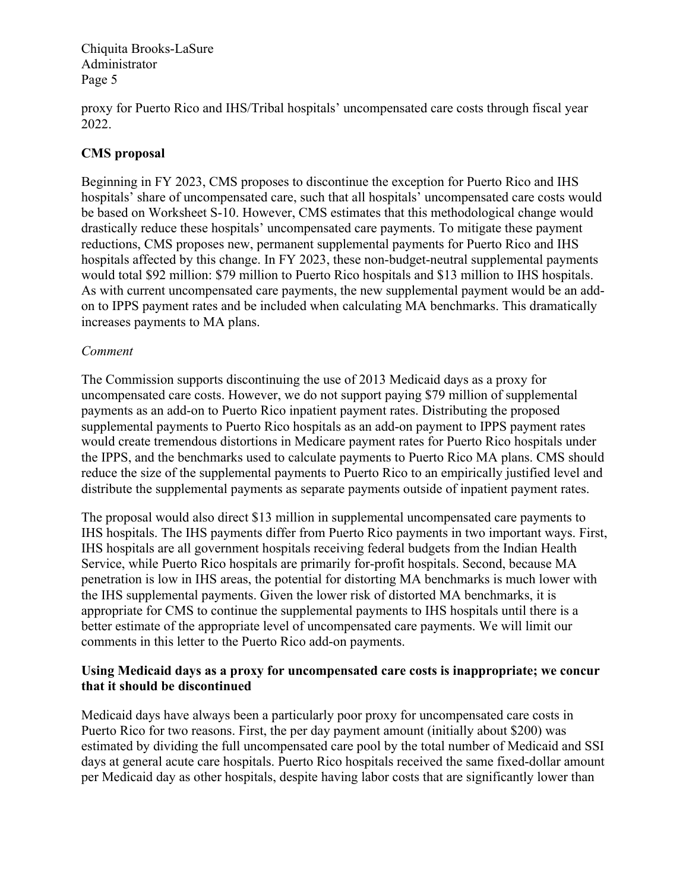proxy for Puerto Rico and IHS/Tribal hospitals' uncompensated care costs through fiscal year 2022.

**CMS proposal**

Beginning in FY 2023, CMS proposes to discontinue the exception for Puerto Rico and IHS hospitals' share of uncompensated care, such that all hospitals' uncompensated care costs would be based on Worksheet S-10. However, CMS estimates that this methodological change would drastically reduce these hospitals' uncompensated care payments. To mitigate these payment reductions, CMS proposes new, permanent supplemental payments for Puerto Rico and IHS hospitals affected by this change. In FY 2023, these non-budget-neutral supplemental payments would total $92 million: $79 million to Puerto Rico hospitals and $13 million to IHS hospitals. As with current uncompensated care payments, the new supplemental payment would be an add-on to IPPS payment rates and be included when calculating MA benchmarks. This dramatically increases payments to MA plans.

*Comment*

The Commission supports discontinuing the use of 2013 Medicaid days as a proxy for uncompensated care costs. However, we do not support paying $79 million of supplemental payments as an add-on to Puerto Rico inpatient payment rates. Distributing the proposed supplemental payments to Puerto Rico hospitals as an add-on payment to IPPS payment rates would create tremendous distortions in Medicare payment rates for Puerto Rico hospitals under the IPPS, and the benchmarks used to calculate payments to Puerto Rico MA plans. CMS should reduce the size of the supplemental payments to Puerto Rico to an empirically justified level and distribute the supplemental payments as separate payments outside of inpatient payment rates.

The proposal would also direct $13 million in supplemental uncompensated care payments to IHS hospitals. The IHS payments differ from Puerto Rico payments in two important ways. First, IHS hospitals are all government hospitals receiving federal budgets from the Indian Health Service, while Puerto Rico hospitals are primarily for-profit hospitals. Second, because MA penetration is low in IHS areas, the potential for distorting MA benchmarks is much lower with the IHS supplemental payments. Given the lower risk of distorted MA benchmarks, it is appropriate for CMS to continue the supplemental payments to IHS hospitals until there is a better estimate of the appropriate level of uncompensated care payments. We will limit our comments in this letter to the Puerto Rico add-on payments.

**Using Medicaid days as a proxy for uncompensated care costs is inappropriate; we concur that it should be discontinued**

Medicaid days have always been a particularly poor proxy for uncompensated care costs in Puerto Rico for two reasons. First, the per day payment amount (initially about $200) was estimated by dividing the full uncompensated care pool by the total number of Medicaid and SSI days at general acute care hospitals. Puerto Rico hospitals received the same fixed-dollar amount per Medicaid day as other hospitals, despite having labor costs that are significantly lower than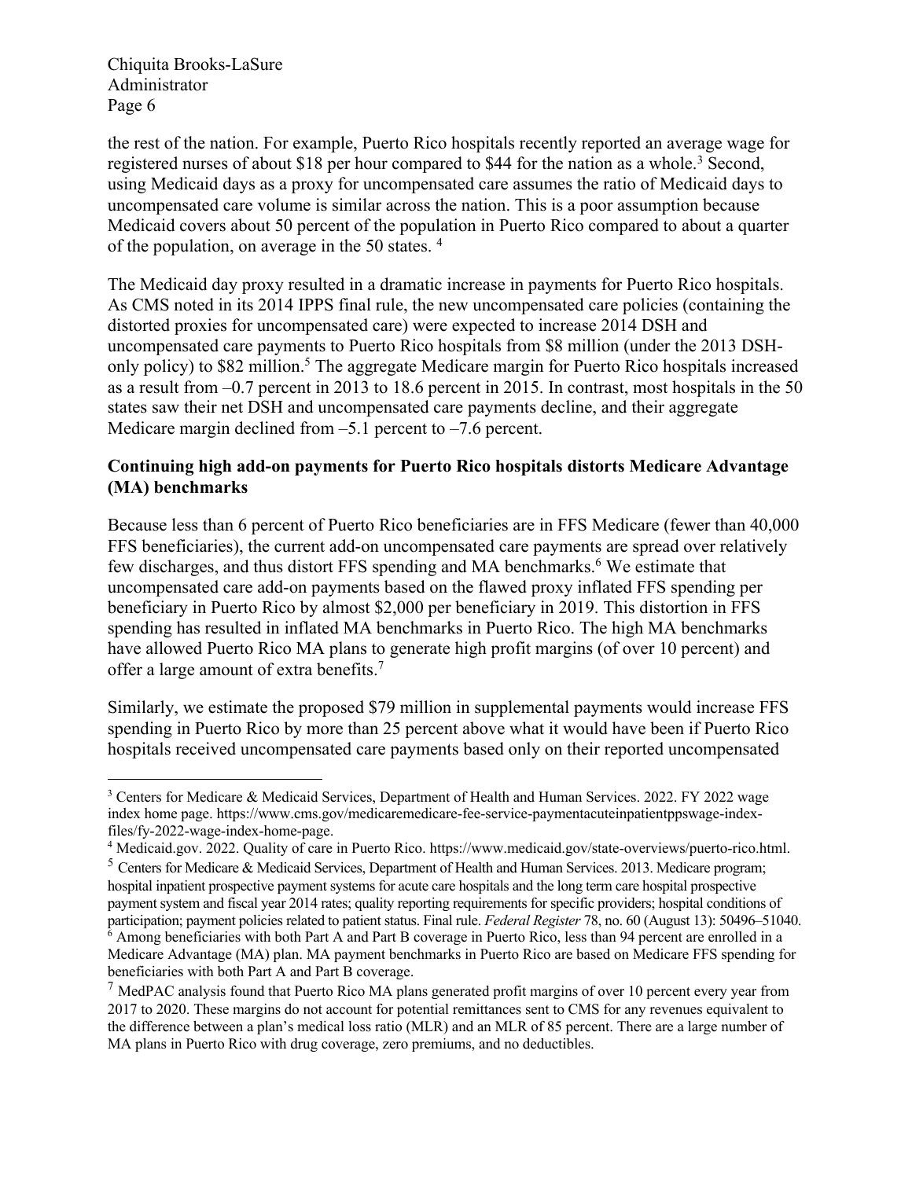the rest of the nation. For example, Puerto Rico hospitals recently reported an average wage for registered nurses of about $18 per hour compared to $44 for the nation as a whole.[3] Second, using Medicaid days as a proxy for uncompensated care assumes the ratio of Medicaid days to uncompensated care volume is similar across the nation. This is a poor assumption because Medicaid covers about 50 percent of the population in Puerto Rico compared to about a quarter of the population, on average in the 50 states. [4]

The Medicaid day proxy resulted in a dramatic increase in payments for Puerto Rico hospitals. As CMS noted in its 2014 IPPS final rule, the new uncompensated care policies (containing the distorted proxies for uncompensated care) were expected to increase 2014 DSH and uncompensated care payments to Puerto Rico hospitals from $8 million (under the 2013 DSH-only policy) to $82 million.[5] The aggregate Medicare margin for Puerto Rico hospitals increased as a result from –0.7 percent in 2013 to 18.6 percent in 2015. In contrast, most hospitals in the 50 states saw their net DSH and uncompensated care payments decline, and their aggregate Medicare margin declined from –5.1 percent to –7.6 percent.

**Continuing high add-on payments for Puerto Rico hospitals distorts Medicare Advantage (MA) benchmarks**

Because less than 6 percent of Puerto Rico beneficiaries are in FFS Medicare (fewer than 40,000 FFS beneficiaries), the current add-on uncompensated care payments are spread over relatively few discharges, and thus distort FFS spending and MA benchmarks.[6] We estimate that uncompensated care add-on payments based on the flawed proxy inflated FFS spending per beneficiary in Puerto Rico by almost $2,000 per beneficiary in 2019. This distortion in FFS spending has resulted in inflated MA benchmarks in Puerto Rico. The high MA benchmarks have allowed Puerto Rico MA plans to generate high profit margins (of over 10 percent) and offer a large amount of extra benefits.[7]

Similarly, we estimate the proposed $79 million in supplemental payments would increase FFS spending in Puerto Rico by more than 25 percent above what it would have been if Puerto Rico hospitals received uncompensated care payments based only on their reported uncompensated

---

[3] Centers for Medicare & Medicaid Services, Department of Health and Human Services. 2022. FY 2022 wage index home page. https://www.cms.gov/medicaremedicare-fee-service-paymentacuteinpatientppswage-index-files/fy-2022-wage-index-home-page.

[4] Medicaid.gov. 2022. Quality of care in Puerto Rico. https://www.medicaid.gov/state-overviews/puerto-rico.html.

[5] Centers for Medicare & Medicaid Services, Department of Health and Human Services. 2013. Medicare program; hospital inpatient prospective payment systems for acute care hospitals and the long term care hospital prospective payment system and fiscal year 2014 rates; quality reporting requirements for specific providers; hospital conditions of participation; payment policies related to patient status. Final rule. *Federal Register* 78, no. 60 (August 13): 50496–51040.

[6] Among beneficiaries with both Part A and Part B coverage in Puerto Rico, less than 94 percent are enrolled in a Medicare Advantage (MA) plan. MA payment benchmarks in Puerto Rico are based on Medicare FFS spending for beneficiaries with both Part A and Part B coverage.

[7] MedPAC analysis found that Puerto Rico MA plans generated profit margins of over 10 percent every year from 2017 to 2020. These margins do not account for potential remittances sent to CMS for any revenues equivalent to the difference between a plan's medical loss ratio (MLR) and an MLR of 85 percent. There are a large number of MA plans in Puerto Rico with drug coverage, zero premiums, and no deductibles.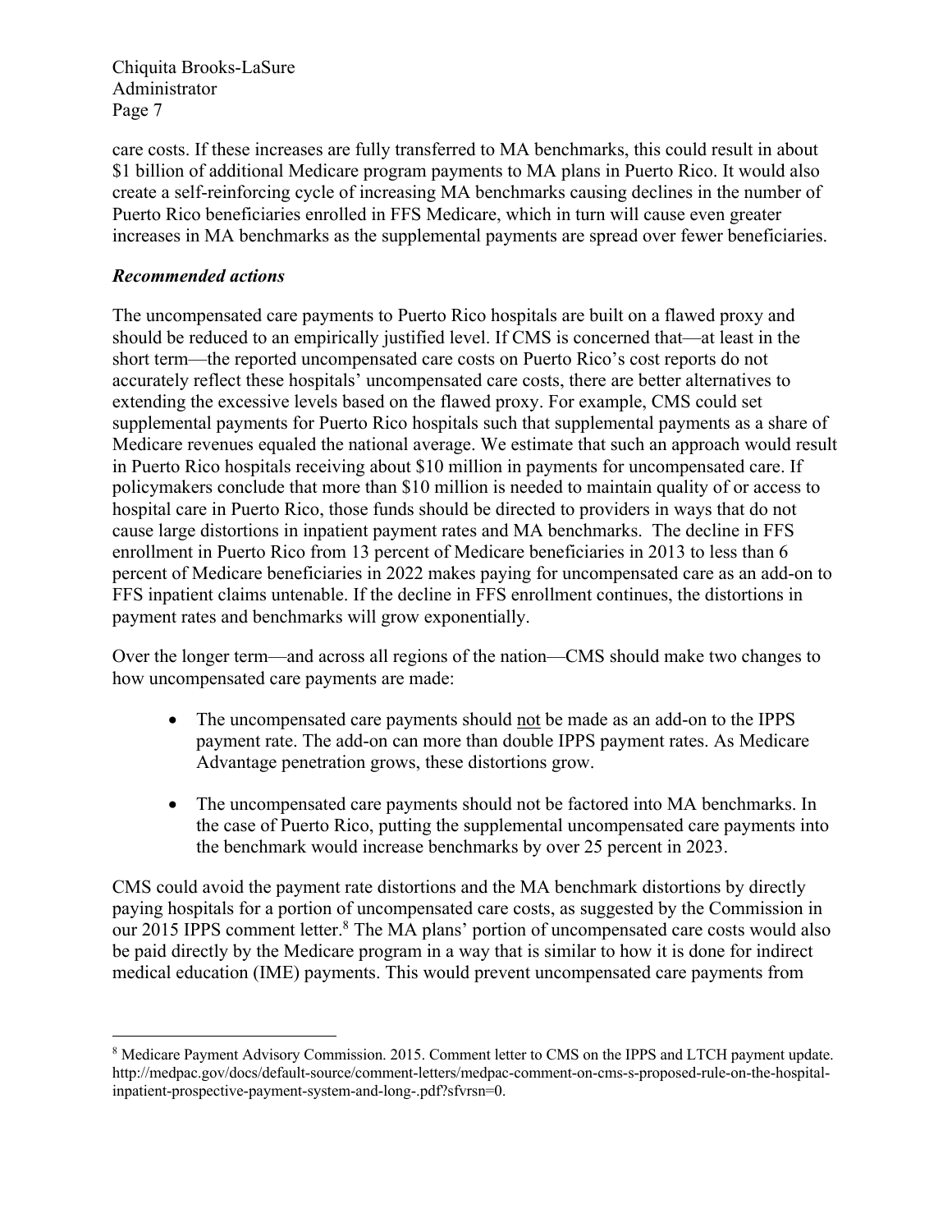care costs. If these increases are fully transferred to MA benchmarks, this could result in about $1 billion of additional Medicare program payments to MA plans in Puerto Rico. It would also create a self-reinforcing cycle of increasing MA benchmarks causing declines in the number of Puerto Rico beneficiaries enrolled in FFS Medicare, which in turn will cause even greater increases in MA benchmarks as the supplemental payments are spread over fewer beneficiaries.

***Recommended actions***

The uncompensated care payments to Puerto Rico hospitals are built on a flawed proxy and should be reduced to an empirically justified level. If CMS is concerned that—at least in the short term—the reported uncompensated care costs on Puerto Rico's cost reports do not accurately reflect these hospitals' uncompensated care costs, there are better alternatives to extending the excessive levels based on the flawed proxy. For example, CMS could set supplemental payments for Puerto Rico hospitals such that supplemental payments as a share of Medicare revenues equaled the national average. We estimate that such an approach would result in Puerto Rico hospitals receiving about $10 million in payments for uncompensated care. If policymakers conclude that more than $10 million is needed to maintain quality of or access to hospital care in Puerto Rico, those funds should be directed to providers in ways that do not cause large distortions in inpatient payment rates and MA benchmarks. The decline in FFS enrollment in Puerto Rico from 13 percent of Medicare beneficiaries in 2013 to less than 6 percent of Medicare beneficiaries in 2022 makes paying for uncompensated care as an add-on to FFS inpatient claims untenable. If the decline in FFS enrollment continues, the distortions in payment rates and benchmarks will grow exponentially.

Over the longer term—and across all regions of the nation—CMS should make two changes to how uncompensated care payments are made:

- The uncompensated care payments should <u>not</u> be made as an add-on to the IPPS payment rate. The add-on can more than double IPPS payment rates. As Medicare Advantage penetration grows, these distortions grow.
- The uncompensated care payments should not be factored into MA benchmarks. In the case of Puerto Rico, putting the supplemental uncompensated care payments into the benchmark would increase benchmarks by over 25 percent in 2023.

CMS could avoid the payment rate distortions and the MA benchmark distortions by directly paying hospitals for a portion of uncompensated care costs, as suggested by the Commission in our 2015 IPPS comment letter.[8] The MA plans' portion of uncompensated care costs would also be paid directly by the Medicare program in a way that is similar to how it is done for indirect medical education (IME) payments. This would prevent uncompensated care payments from

[8] Medicare Payment Advisory Commission. 2015. Comment letter to CMS on the IPPS and LTCH payment update. http://medpac.gov/docs/default-source/comment-letters/medpac-comment-on-cms-s-proposed-rule-on-the-hospital-inpatient-prospective-payment-system-and-long-.pdf?sfvrsn=0.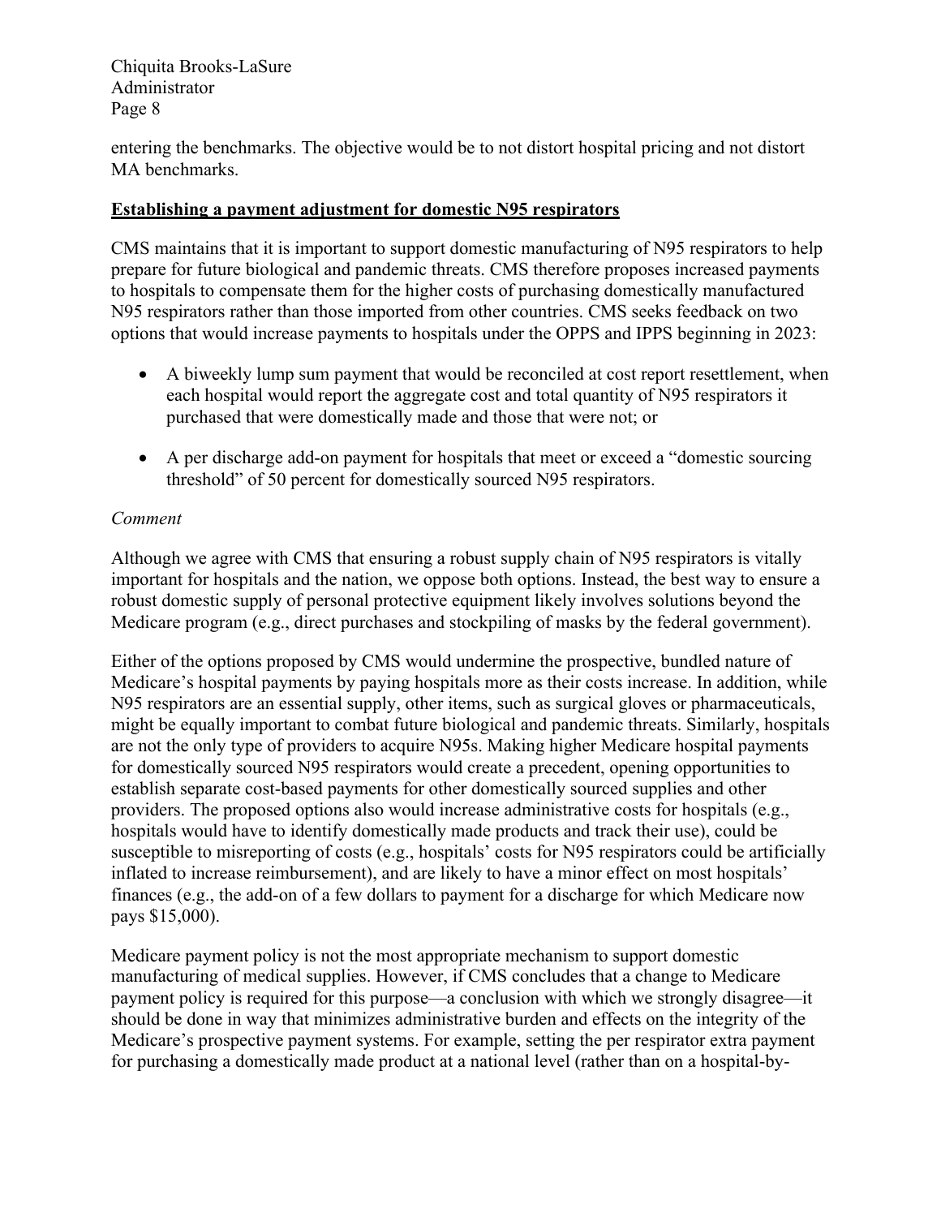entering the benchmarks. The objective would be to not distort hospital pricing and not distort MA benchmarks.

**Establishing a payment adjustment for domestic N95 respirators**

CMS maintains that it is important to support domestic manufacturing of N95 respirators to help prepare for future biological and pandemic threats. CMS therefore proposes increased payments to hospitals to compensate them for the higher costs of purchasing domestically manufactured N95 respirators rather than those imported from other countries. CMS seeks feedback on two options that would increase payments to hospitals under the OPPS and IPPS beginning in 2023:

- A biweekly lump sum payment that would be reconciled at cost report resettlement, when each hospital would report the aggregate cost and total quantity of N95 respirators it purchased that were domestically made and those that were not; or
- A per discharge add-on payment for hospitals that meet or exceed a "domestic sourcing threshold" of 50 percent for domestically sourced N95 respirators.

*Comment*

Although we agree with CMS that ensuring a robust supply chain of N95 respirators is vitally important for hospitals and the nation, we oppose both options. Instead, the best way to ensure a robust domestic supply of personal protective equipment likely involves solutions beyond the Medicare program (e.g., direct purchases and stockpiling of masks by the federal government).

Either of the options proposed by CMS would undermine the prospective, bundled nature of Medicare's hospital payments by paying hospitals more as their costs increase. In addition, while N95 respirators are an essential supply, other items, such as surgical gloves or pharmaceuticals, might be equally important to combat future biological and pandemic threats. Similarly, hospitals are not the only type of providers to acquire N95s. Making higher Medicare hospital payments for domestically sourced N95 respirators would create a precedent, opening opportunities to establish separate cost-based payments for other domestically sourced supplies and other providers. The proposed options also would increase administrative costs for hospitals (e.g., hospitals would have to identify domestically made products and track their use), could be susceptible to misreporting of costs (e.g., hospitals' costs for N95 respirators could be artificially inflated to increase reimbursement), and are likely to have a minor effect on most hospitals' finances (e.g., the add-on of a few dollars to payment for a discharge for which Medicare now pays $15,000).

Medicare payment policy is not the most appropriate mechanism to support domestic manufacturing of medical supplies. However, if CMS concludes that a change to Medicare payment policy is required for this purpose—a conclusion with which we strongly disagree—it should be done in way that minimizes administrative burden and effects on the integrity of the Medicare's prospective payment systems. For example, setting the per respirator extra payment for purchasing a domestically made product at a national level (rather than on a hospital-by-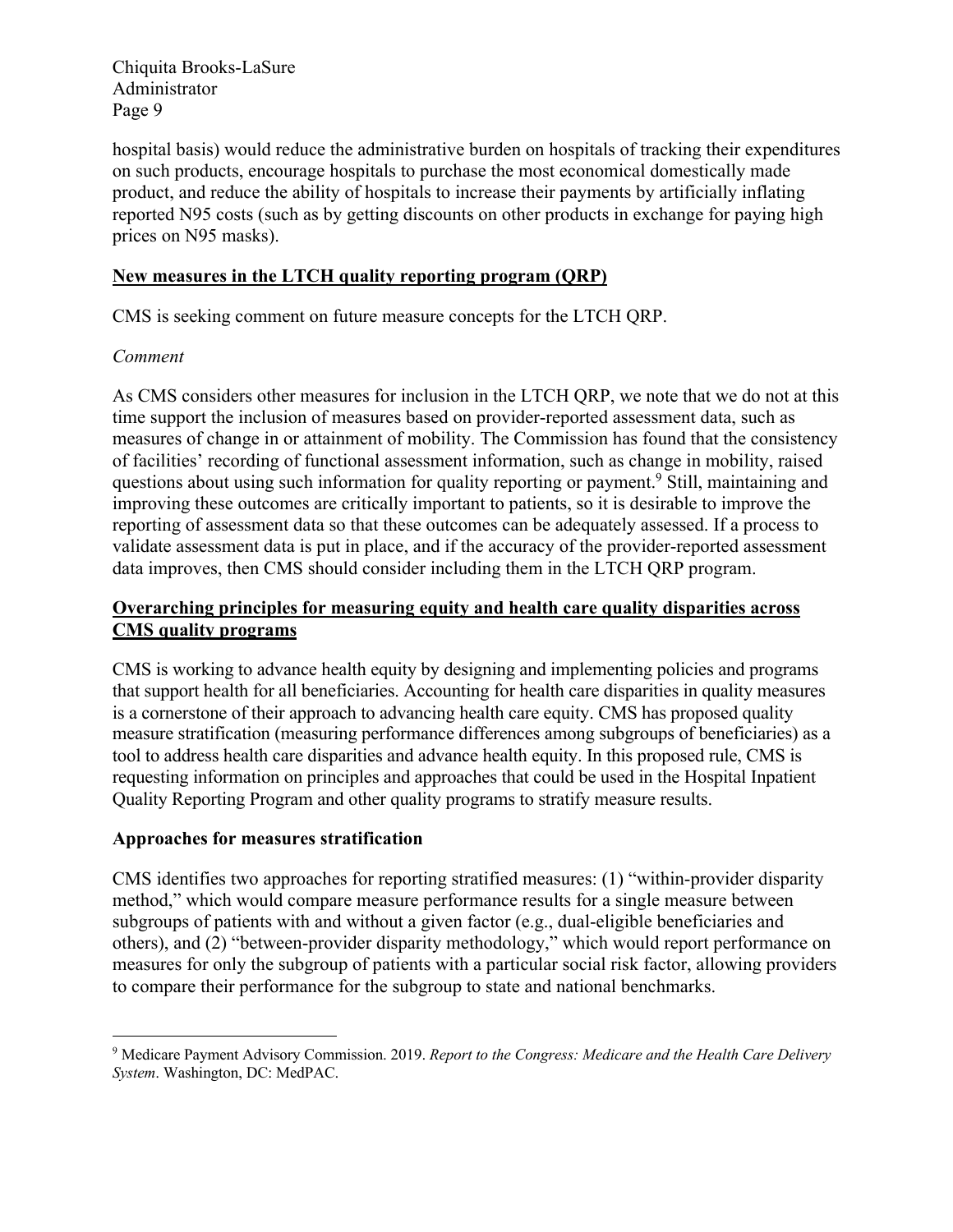hospital basis) would reduce the administrative burden on hospitals of tracking their expenditures on such products, encourage hospitals to purchase the most economical domestically made product, and reduce the ability of hospitals to increase their payments by artificially inflating reported N95 costs (such as by getting discounts on other products in exchange for paying high prices on N95 masks).

**New measures in the LTCH quality reporting program (QRP)**

CMS is seeking comment on future measure concepts for the LTCH QRP.

*Comment*

As CMS considers other measures for inclusion in the LTCH QRP, we note that we do not at this time support the inclusion of measures based on provider-reported assessment data, such as measures of change in or attainment of mobility. The Commission has found that the consistency of facilities' recording of functional assessment information, such as change in mobility, raised questions about using such information for quality reporting or payment.[9] Still, maintaining and improving these outcomes are critically important to patients, so it is desirable to improve the reporting of assessment data so that these outcomes can be adequately assessed. If a process to validate assessment data is put in place, and if the accuracy of the provider-reported assessment data improves, then CMS should consider including them in the LTCH QRP program.

**Overarching principles for measuring equity and health care quality disparities across CMS quality programs**

CMS is working to advance health equity by designing and implementing policies and programs that support health for all beneficiaries. Accounting for health care disparities in quality measures is a cornerstone of their approach to advancing health care equity. CMS has proposed quality measure stratification (measuring performance differences among subgroups of beneficiaries) as a tool to address health care disparities and advance health equity. In this proposed rule, CMS is requesting information on principles and approaches that could be used in the Hospital Inpatient Quality Reporting Program and other quality programs to stratify measure results.

**Approaches for measures stratification**

CMS identifies two approaches for reporting stratified measures: (1) "within-provider disparity method," which would compare measure performance results for a single measure between subgroups of patients with and without a given factor (e.g., dual-eligible beneficiaries and others), and (2) "between-provider disparity methodology," which would report performance on measures for only the subgroup of patients with a particular social risk factor, allowing providers to compare their performance for the subgroup to state and national benchmarks.

---

[9] Medicare Payment Advisory Commission. 2019. *Report to the Congress: Medicare and the Health Care Delivery System*. Washington, DC: MedPAC.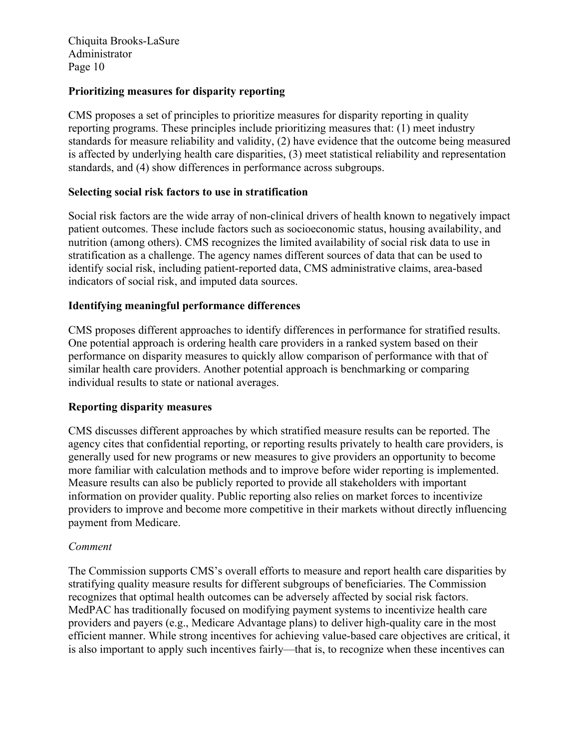**Prioritizing measures for disparity reporting**

CMS proposes a set of principles to prioritize measures for disparity reporting in quality reporting programs. These principles include prioritizing measures that: (1) meet industry standards for measure reliability and validity, (2) have evidence that the outcome being measured is affected by underlying health care disparities, (3) meet statistical reliability and representation standards, and (4) show differences in performance across subgroups.

**Selecting social risk factors to use in stratification**

Social risk factors are the wide array of non-clinical drivers of health known to negatively impact patient outcomes. These include factors such as socioeconomic status, housing availability, and nutrition (among others). CMS recognizes the limited availability of social risk data to use in stratification as a challenge. The agency names different sources of data that can be used to identify social risk, including patient-reported data, CMS administrative claims, area-based indicators of social risk, and imputed data sources.

**Identifying meaningful performance differences**

CMS proposes different approaches to identify differences in performance for stratified results. One potential approach is ordering health care providers in a ranked system based on their performance on disparity measures to quickly allow comparison of performance with that of similar health care providers. Another potential approach is benchmarking or comparing individual results to state or national averages.

**Reporting disparity measures**

CMS discusses different approaches by which stratified measure results can be reported. The agency cites that confidential reporting, or reporting results privately to health care providers, is generally used for new programs or new measures to give providers an opportunity to become more familiar with calculation methods and to improve before wider reporting is implemented. Measure results can also be publicly reported to provide all stakeholders with important information on provider quality. Public reporting also relies on market forces to incentivize providers to improve and become more competitive in their markets without directly influencing payment from Medicare.

*Comment*

The Commission supports CMS's overall efforts to measure and report health care disparities by stratifying quality measure results for different subgroups of beneficiaries. The Commission recognizes that optimal health outcomes can be adversely affected by social risk factors. MedPAC has traditionally focused on modifying payment systems to incentivize health care providers and payers (e.g., Medicare Advantage plans) to deliver high-quality care in the most efficient manner. While strong incentives for achieving value-based care objectives are critical, it is also important to apply such incentives fairly—that is, to recognize when these incentives can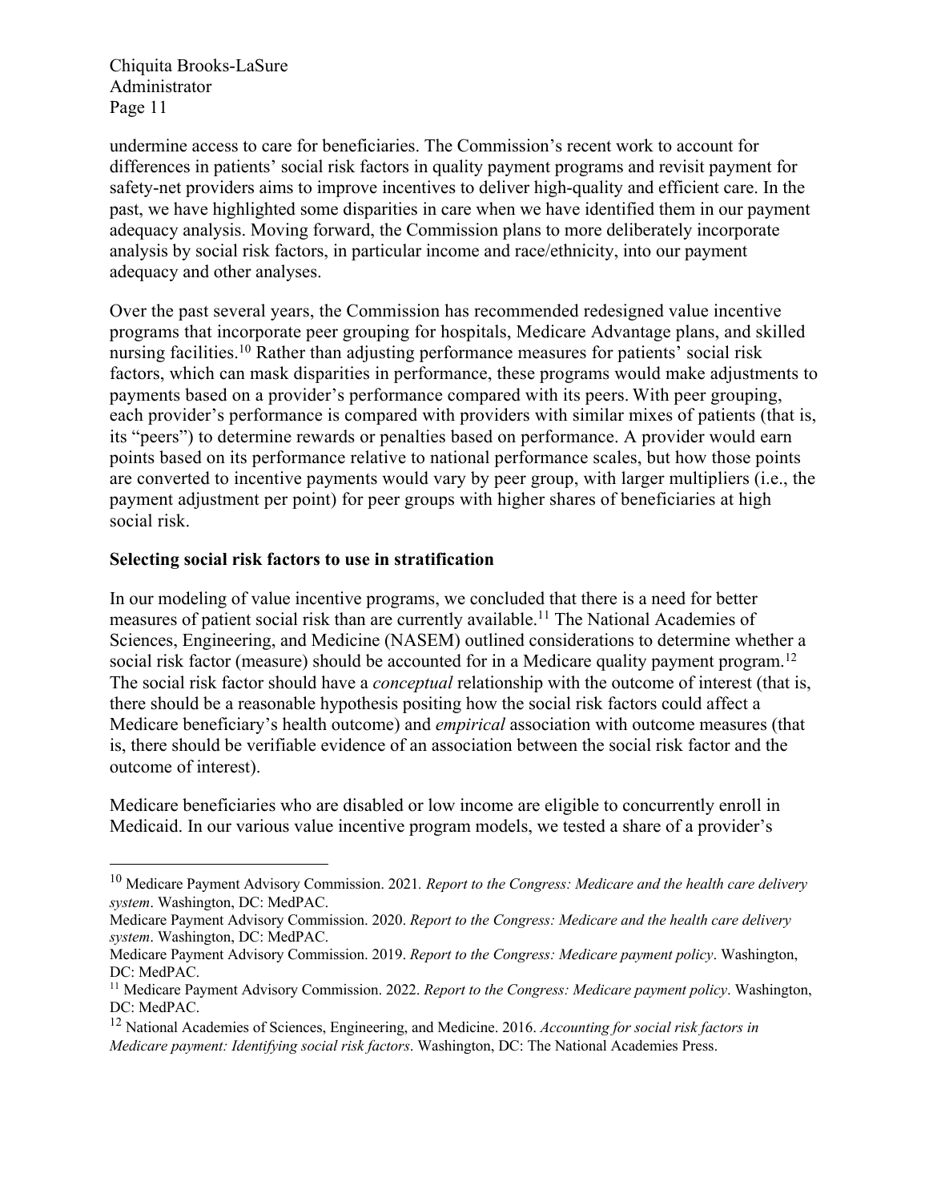undermine access to care for beneficiaries. The Commission's recent work to account for differences in patients' social risk factors in quality payment programs and revisit payment for safety-net providers aims to improve incentives to deliver high-quality and efficient care. In the past, we have highlighted some disparities in care when we have identified them in our payment adequacy analysis. Moving forward, the Commission plans to more deliberately incorporate analysis by social risk factors, in particular income and race/ethnicity, into our payment adequacy and other analyses.

Over the past several years, the Commission has recommended redesigned value incentive programs that incorporate peer grouping for hospitals, Medicare Advantage plans, and skilled nursing facilities.[10] Rather than adjusting performance measures for patients' social risk factors, which can mask disparities in performance, these programs would make adjustments to payments based on a provider's performance compared with its peers. With peer grouping, each provider's performance is compared with providers with similar mixes of patients (that is, its "peers") to determine rewards or penalties based on performance. A provider would earn points based on its performance relative to national performance scales, but how those points are converted to incentive payments would vary by peer group, with larger multipliers (i.e., the payment adjustment per point) for peer groups with higher shares of beneficiaries at high social risk.

**Selecting social risk factors to use in stratification**

In our modeling of value incentive programs, we concluded that there is a need for better measures of patient social risk than are currently available.[11] The National Academies of Sciences, Engineering, and Medicine (NASEM) outlined considerations to determine whether a social risk factor (measure) should be accounted for in a Medicare quality payment program.[12] The social risk factor should have a *conceptual* relationship with the outcome of interest (that is, there should be a reasonable hypothesis positing how the social risk factors could affect a Medicare beneficiary's health outcome) and *empirical* association with outcome measures (that is, there should be verifiable evidence of an association between the social risk factor and the outcome of interest).

Medicare beneficiaries who are disabled or low income are eligible to concurrently enroll in Medicaid. In our various value incentive program models, we tested a share of a provider's

---

[10] Medicare Payment Advisory Commission. 2021. *Report to the Congress: Medicare and the health care delivery system*. Washington, DC: MedPAC.
Medicare Payment Advisory Commission. 2020. *Report to the Congress: Medicare and the health care delivery system*. Washington, DC: MedPAC.
Medicare Payment Advisory Commission. 2019. *Report to the Congress: Medicare payment policy*. Washington, DC: MedPAC.

[11] Medicare Payment Advisory Commission. 2022. *Report to the Congress: Medicare payment policy*. Washington, DC: MedPAC.

[12] National Academies of Sciences, Engineering, and Medicine. 2016. *Accounting for social risk factors in Medicare payment: Identifying social risk factors*. Washington, DC: The National Academies Press.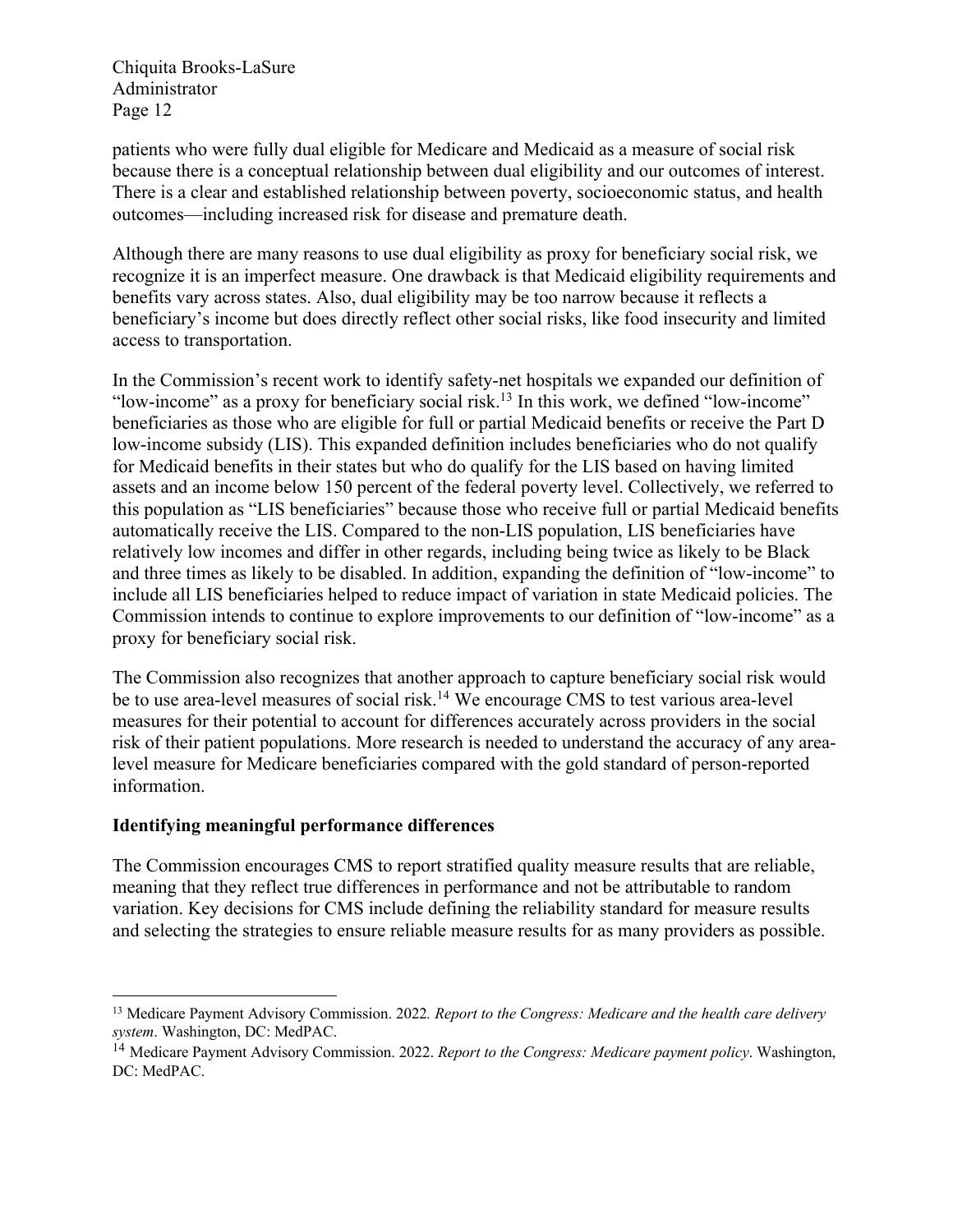patients who were fully dual eligible for Medicare and Medicaid as a measure of social risk because there is a conceptual relationship between dual eligibility and our outcomes of interest. There is a clear and established relationship between poverty, socioeconomic status, and health outcomes—including increased risk for disease and premature death.

Although there are many reasons to use dual eligibility as proxy for beneficiary social risk, we recognize it is an imperfect measure. One drawback is that Medicaid eligibility requirements and benefits vary across states. Also, dual eligibility may be too narrow because it reflects a beneficiary's income but does directly reflect other social risks, like food insecurity and limited access to transportation.

In the Commission's recent work to identify safety-net hospitals we expanded our definition of "low-income" as a proxy for beneficiary social risk.[13] In this work, we defined "low-income" beneficiaries as those who are eligible for full or partial Medicaid benefits or receive the Part D low-income subsidy (LIS). This expanded definition includes beneficiaries who do not qualify for Medicaid benefits in their states but who do qualify for the LIS based on having limited assets and an income below 150 percent of the federal poverty level. Collectively, we referred to this population as "LIS beneficiaries" because those who receive full or partial Medicaid benefits automatically receive the LIS. Compared to the non-LIS population, LIS beneficiaries have relatively low incomes and differ in other regards, including being twice as likely to be Black and three times as likely to be disabled. In addition, expanding the definition of "low-income" to include all LIS beneficiaries helped to reduce impact of variation in state Medicaid policies. The Commission intends to continue to explore improvements to our definition of "low-income" as a proxy for beneficiary social risk.

The Commission also recognizes that another approach to capture beneficiary social risk would be to use area-level measures of social risk.[14] We encourage CMS to test various area-level measures for their potential to account for differences accurately across providers in the social risk of their patient populations. More research is needed to understand the accuracy of any area-level measure for Medicare beneficiaries compared with the gold standard of person-reported information.

**Identifying meaningful performance differences**

The Commission encourages CMS to report stratified quality measure results that are reliable, meaning that they reflect true differences in performance and not be attributable to random variation. Key decisions for CMS include defining the reliability standard for measure results and selecting the strategies to ensure reliable measure results for as many providers as possible.

---

[13] Medicare Payment Advisory Commission. 2022. *Report to the Congress: Medicare and the health care delivery system*. Washington, DC: MedPAC.

[14] Medicare Payment Advisory Commission. 2022. *Report to the Congress: Medicare payment policy*. Washington, DC: MedPAC.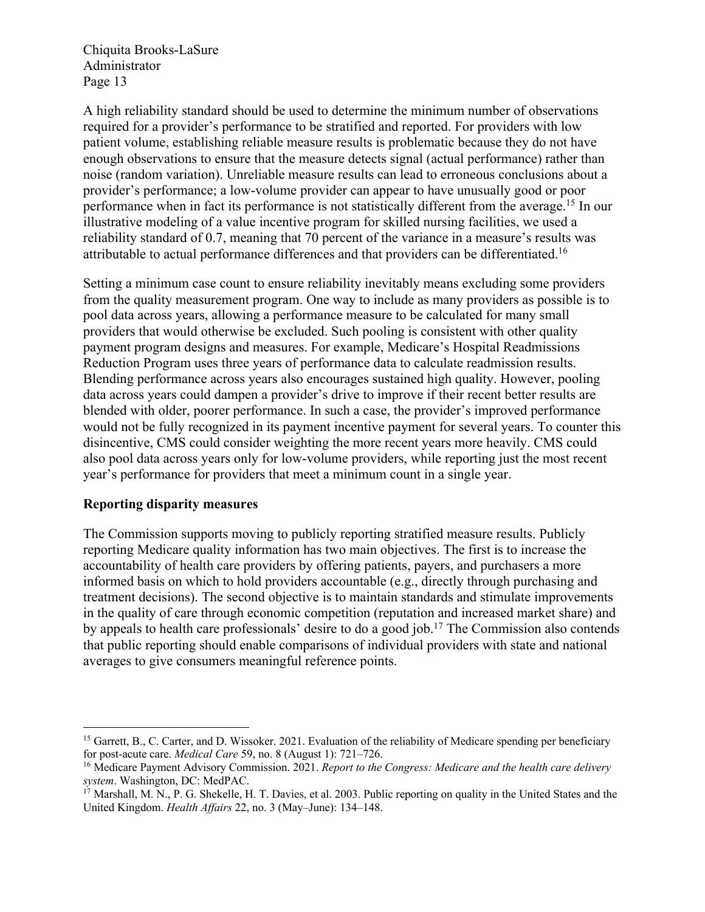A high reliability standard should be used to determine the minimum number of observations required for a provider's performance to be stratified and reported. For providers with low patient volume, establishing reliable measure results is problematic because they do not have enough observations to ensure that the measure detects signal (actual performance) rather than noise (random variation). Unreliable measure results can lead to erroneous conclusions about a provider's performance; a low-volume provider can appear to have unusually good or poor performance when in fact its performance is not statistically different from the average.[15] In our illustrative modeling of a value incentive program for skilled nursing facilities, we used a reliability standard of 0.7, meaning that 70 percent of the variance in a measure's results was attributable to actual performance differences and that providers can be differentiated.[16]

Setting a minimum case count to ensure reliability inevitably means excluding some providers from the quality measurement program. One way to include as many providers as possible is to pool data across years, allowing a performance measure to be calculated for many small providers that would otherwise be excluded. Such pooling is consistent with other quality payment program designs and measures. For example, Medicare's Hospital Readmissions Reduction Program uses three years of performance data to calculate readmission results. Blending performance across years also encourages sustained high quality. However, pooling data across years could dampen a provider's drive to improve if their recent better results are blended with older, poorer performance. In such a case, the provider's improved performance would not be fully recognized in its payment incentive payment for several years. To counter this disincentive, CMS could consider weighting the more recent years more heavily. CMS could also pool data across years only for low-volume providers, while reporting just the most recent year's performance for providers that meet a minimum count in a single year.

**Reporting disparity measures**

The Commission supports moving to publicly reporting stratified measure results. Publicly reporting Medicare quality information has two main objectives. The first is to increase the accountability of health care providers by offering patients, payers, and purchasers a more informed basis on which to hold providers accountable (e.g., directly through purchasing and treatment decisions). The second objective is to maintain standards and stimulate improvements in the quality of care through economic competition (reputation and increased market share) and by appeals to health care professionals' desire to do a good job.[17] The Commission also contends that public reporting should enable comparisons of individual providers with state and national averages to give consumers meaningful reference points.

---

[15] Garrett, B., C. Carter, and D. Wissoker. 2021. Evaluation of the reliability of Medicare spending per beneficiary for post-acute care. *Medical Care* 59, no. 8 (August 1): 721–726.

[16] Medicare Payment Advisory Commission. 2021. *Report to the Congress: Medicare and the health care delivery system*. Washington, DC: MedPAC.

[17] Marshall, M. N., P. G. Shekelle, H. T. Davies, et al. 2003. Public reporting on quality in the United States and the United Kingdom. *Health Affairs* 22, no. 3 (May–June): 134–148.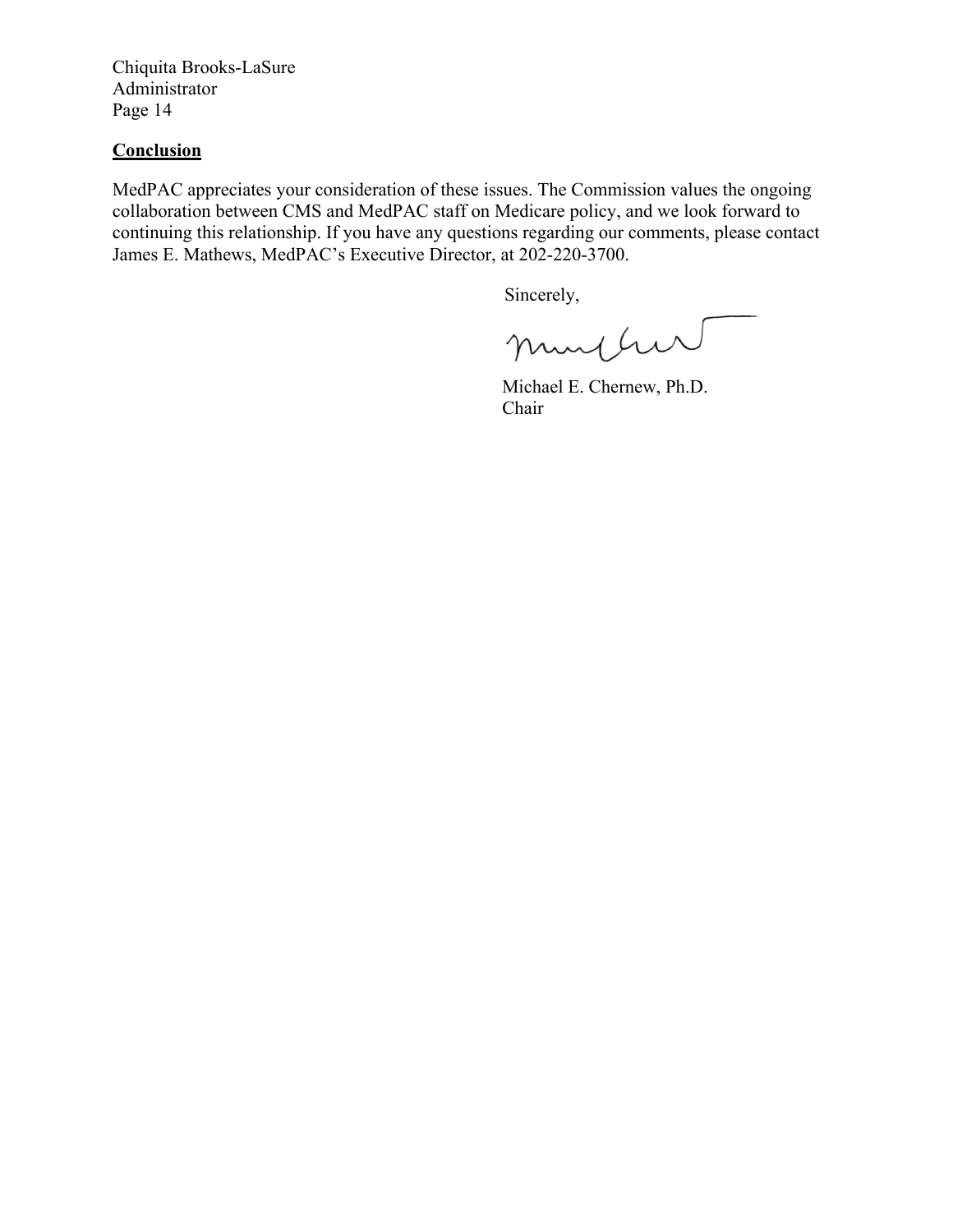**Conclusion**

MedPAC appreciates your consideration of these issues. The Commission values the ongoing collaboration between CMS and MedPAC staff on Medicare policy, and we look forward to continuing this relationship. If you have any questions regarding our comments, please contact James E. Mathews, MedPAC's Executive Director, at 202-220-3700.

Sincerely,

Michael E. Chernew, Ph.D.
Chair